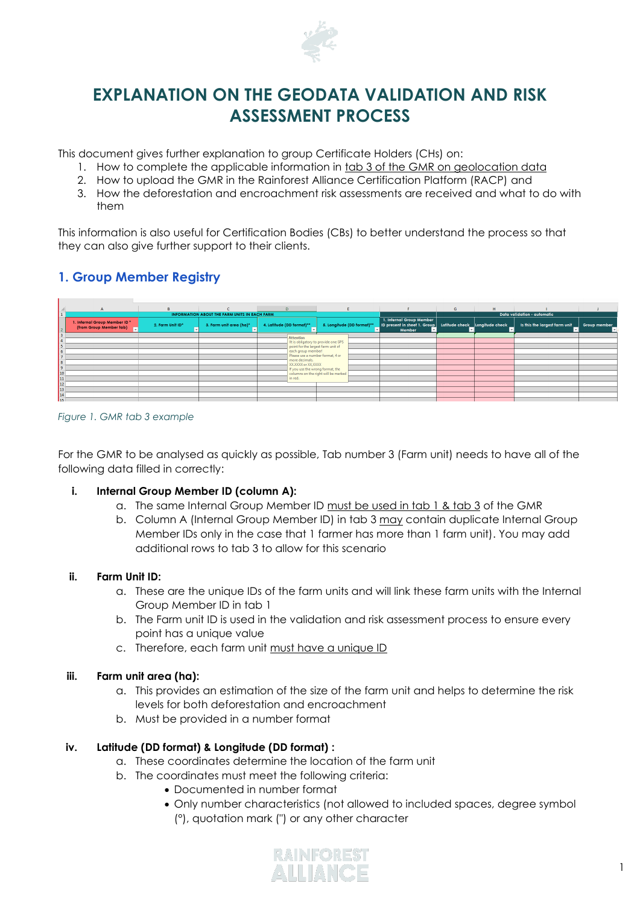// EXPLANATION ON THE GEODATA VALIDATION AND RISK ASSESSMENT PROCESS

# EXPLANATION ON THE GEODATA VALIDATION AND RISK ASSESSMENT PROCESS

This document gives further explanation to group Certificate Holders (CHs) on:

1. How to complete the applicable information in tab 3 of the GMR on geolocation data
2. How to upload the GMR in the Rainforest Alliance Certification Platform (RACP) and
3. How the deforestation and encroachment risk assessments are received and what to do with them

This information is also useful for Certification Bodies (CBs) to better understand the process so that they can also give further support to their clients.

## 1. Group Member Registry

*Figure 1. GMR tab 3 example*

For the GMR to be analysed as quickly as possible, Tab number 3 (Farm unit) needs to have all of the following data filled in correctly:

**i. Internal Group Member ID (column A):**

a. The same Internal Group Member ID must be used in tab 1 & tab 3 of the GMR
b. Column A (Internal Group Member ID) in tab 3 may contain duplicate Internal Group Member IDs only in the case that 1 farmer has more than 1 farm unit). You may add additional rows to tab 3 to allow for this scenario

**ii. Farm Unit ID:**

a. These are the unique IDs of the farm units and will link these farm units with the Internal Group Member ID in tab 1
b. The Farm unit ID is used in the validation and risk assessment process to ensure every point has a unique value
c. Therefore, each farm unit must have a unique ID

**iii. Farm unit area (ha):**

a. This provides an estimation of the size of the farm unit and helps to determine the risk levels for both deforestation and encroachment
b. Must be provided in a number format

**iv. Latitude (DD format) & Longitude (DD format) :**

a. These coordinates determine the location of the farm unit
b. The coordinates must meet the following criteria:
   - Documented in number format
   - Only number characteristics (not allowed to included spaces, degree symbol (°), quotation mark (") or any other character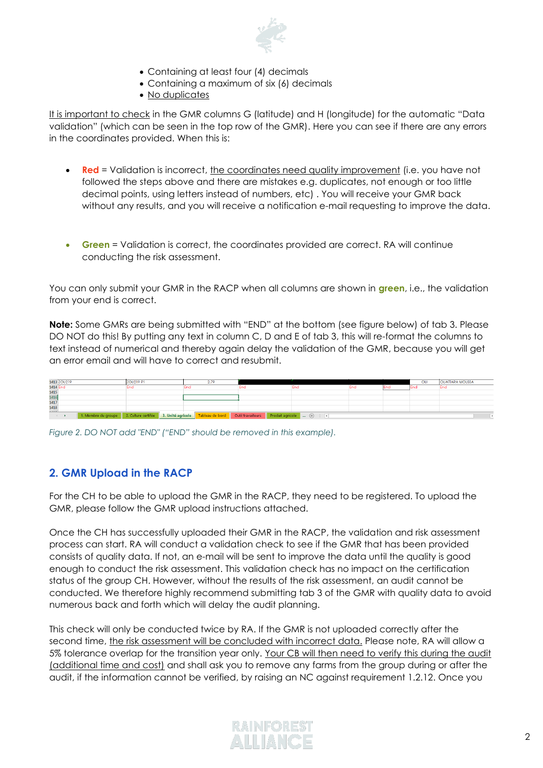- Containing at least four (4) decimals
- Containing a maximum of six (6) decimals
- No duplicates

It is important to check in the GMR columns G (latitude) and H (longitude) for the automatic "Data validation" (which can be seen in the top row of the GMR). Here you can see if there are any errors in the coordinates provided. When this is:

- **Red** = Validation is incorrect, the coordinates need quality improvement (i.e. you have not followed the steps above and there are mistakes e.g. duplicates, not enough or too little decimal points, using letters instead of numbers, etc) . You will receive your GMR back without any results, and you will receive a notification e-mail requesting to improve the data.

- **Green** = Validation is correct, the coordinates provided are correct. RA will continue conducting the risk assessment.

You can only submit your GMR in the RACP when all columns are shown in **green**, i.e., the validation from your end is correct.

**Note:** Some GMRs are being submitted with "END" at the bottom (see figure below) of tab 3. Please DO NOT do this! By putting any text in column C, D and E of tab 3, this will re-format the columns to text instead of numerical and thereby again delay the validation of the GMR, because you will get an error email and will have to correct and resubmit.

*Figure 2. DO NOT add "END" ("END" should be removed in this example).*

## 2. GMR Upload in the RACP

For the CH to be able to upload the GMR in the RACP, they need to be registered. To upload the GMR, please follow the GMR upload instructions attached.

Once the CH has successfully uploaded their GMR in the RACP, the validation and risk assessment process can start. RA will conduct a validation check to see if the GMR that has been provided consists of quality data. If not, an e-mail will be sent to improve the data until the quality is good enough to conduct the risk assessment. This validation check has no impact on the certification status of the group CH. However, without the results of the risk assessment, an audit cannot be conducted. We therefore highly recommend submitting tab 3 of the GMR with quality data to avoid numerous back and forth which will delay the audit planning.

This check will only be conducted twice by RA. If the GMR is not uploaded correctly after the second time, the risk assessment will be concluded with incorrect data. Please note, RA will allow a 5% tolerance overlap for the transition year only. Your CB will then need to verify this during the audit (additional time and cost) and shall ask you to remove any farms from the group during or after the audit, if the information cannot be verified, by raising an NC against requirement 1.2.12. Once you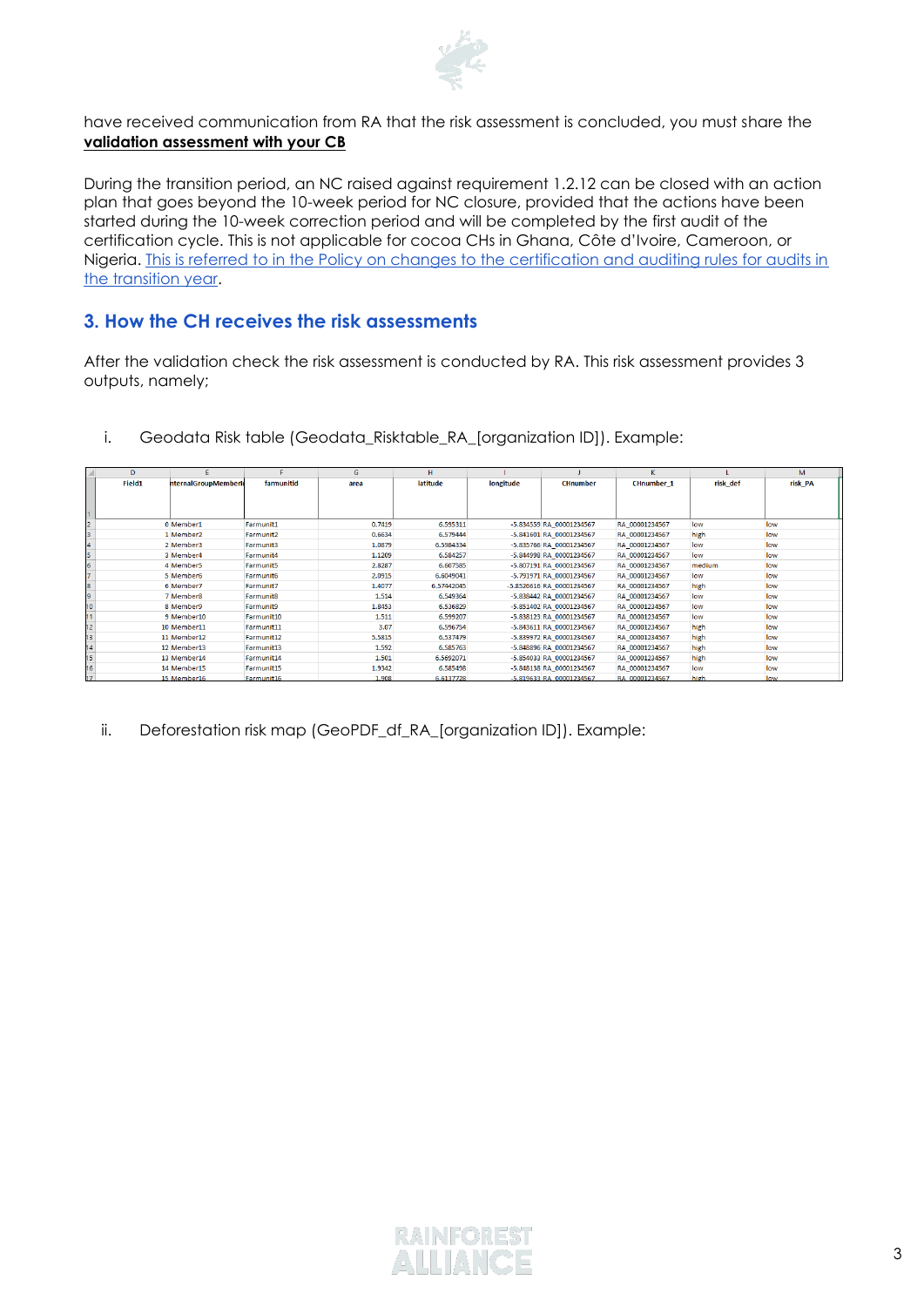have received communication from RA that the risk assessment is concluded, you must share the **validation assessment with your CB**

During the transition period, an NC raised against requirement 1.2.12 can be closed with an action plan that goes beyond the 10-week period for NC closure, provided that the actions have been started during the 10-week correction period and will be completed by the first audit of the certification cycle. This is not applicable for cocoa CHs in Ghana, Côte d'Ivoire, Cameroon, or Nigeria. [This is referred to in the Policy on changes to the certification and auditing rules for audits in the transition year].

## 3. How the CH receives the risk assessments

After the validation check the risk assessment is conducted by RA. This risk assessment provides 3 outputs, namely;

i. Geodata Risk table (Geodata_Risktable_RA_[organization ID]). Example:

| Field1 | nternalGroupMemberI | farmunitId | area | latitude | longitude | CHnumber | CHnumber_1 | risk_def | risk_PA |
|---|---|---|---|---|---|---|---|---|---|
| 0 | Member1 | Farmunit1 | 0.7419 | 6.595311 | -5.834559 | RA_00001234567 | RA_00001234567 | low | low |
| 1 | Member2 | Farmunit2 | 0.6634 | 6.579444 | -5.841601 | RA_00001234567 | RA_00001234567 | high | low |
| 2 | Member3 | Farmunit3 | 1.0879 | 6.5984334 | -5.835766 | RA_00001234567 | RA_00001234567 | low | low |
| 3 | Member4 | Farmunit4 | 1.1209 | 6.584257 | -5.844998 | RA_00001234567 | RA_00001234567 | low | low |
| 4 | Member5 | Farmunit5 | 2.8287 | 6.607585 | -5.807191 | RA_00001234567 | RA_00001234567 | medium | low |
| 5 | Member6 | Farmunit6 | 2.0915 | 6.6049041 | -5.791971 | RA_00001234567 | RA_00001234567 | low | low |
| 6 | Member7 | Farmunit7 | 1.4077 | 6.57442045 | -5.8526616 | RA_00001234567 | RA_00001234567 | high | low |
| 7 | Member8 | Farmunit8 | 1.514 | 6.549364 | -5.838442 | RA_00001234567 | RA_00001234567 | low | low |
| 8 | Member9 | Farmunit9 | 1.8453 | 6.536829 | -5.851402 | RA_00001234567 | RA_00001234567 | low | low |
| 9 | Member10 | Farmunit10 | 1.511 | 6.599207 | -5.838123 | RA_00001234567 | RA_00001234567 | low | low |
| 10 | Member11 | Farmunit11 | 3.07 | 6.596754 | -5.843611 | RA_00001234567 | RA_00001234567 | high | low |
| 11 | Member12 | Farmunit12 | 5.5815 | 6.537479 | -5.839972 | RA_00001234567 | RA_00001234567 | high | low |
| 12 | Member13 | Farmunit13 | 1.592 | 6.585763 | -5.848896 | RA_00001234567 | RA_00001234567 | high | low |
| 13 | Member14 | Farmunit14 | 1.561 | 6.5692071 | -5.854033 | RA_00001234567 | RA_00001234567 | high | low |
| 14 | Member15 | Farmunit15 | 1.9342 | 6.585498 | -5.848138 | RA_00001234567 | RA_00001234567 | low | low |
| 15 | Member16 | Farmunit16 | 1.908 | 6.6137728 | -5.819633 | RA_00001234567 | RA_00001234567 | high | low |

ii. Deforestation risk map (GeoPDF_df_RA_[organization ID]). Example: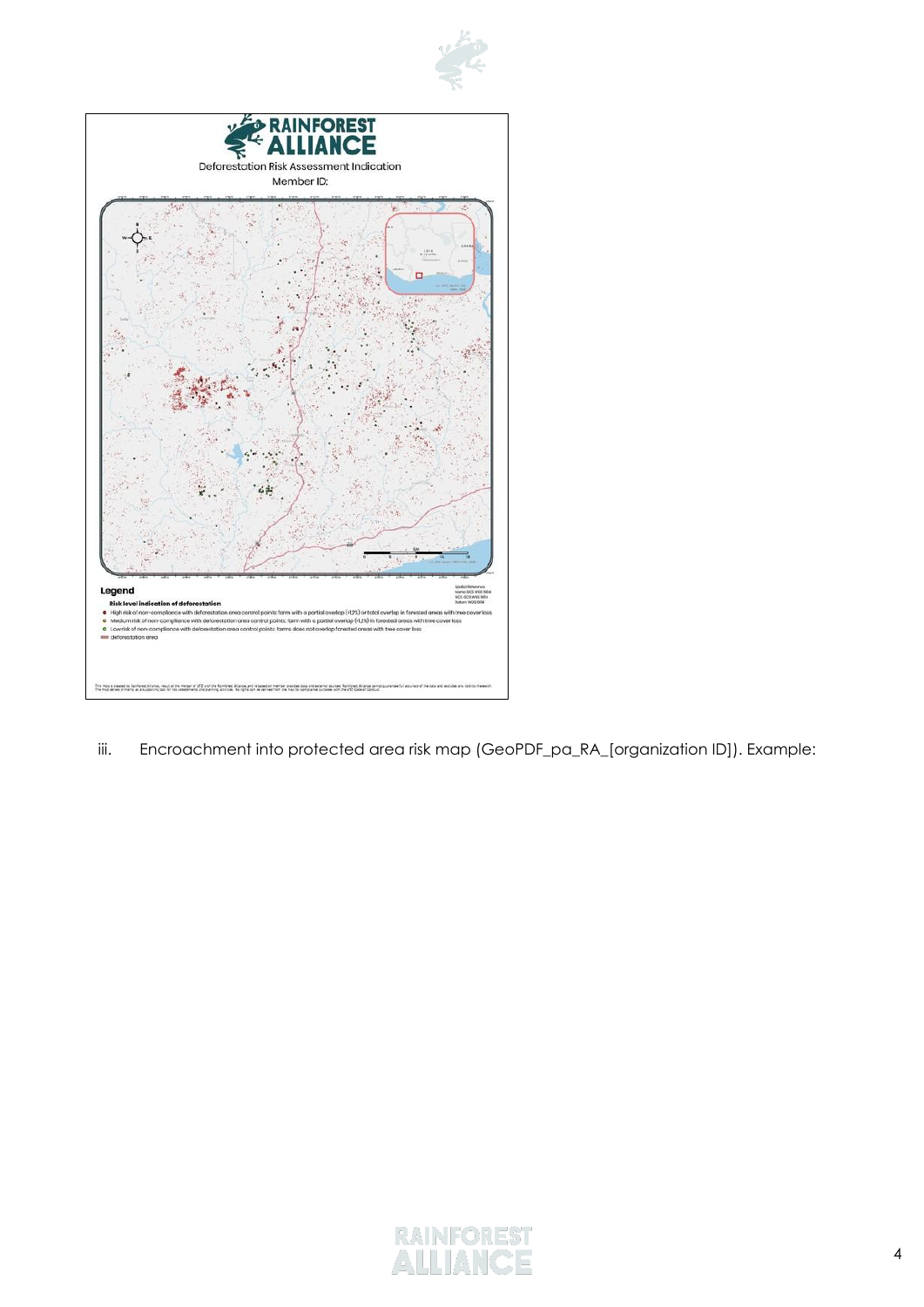iii. Encroachment into protected area risk map (GeoPDF_pa_RA_[organization ID]). Example: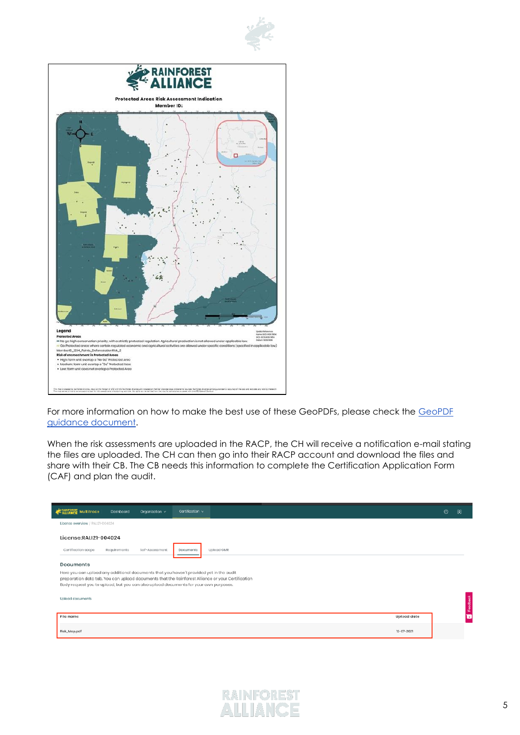For more information on how to make the best use of these GeoPDFs, please check the [GeoPDF guidance document](#).

When the risk assessments are uploaded in the RACP, the CH will receive a notification e-mail stating the files are uploaded. The CH can then go into their RACP account and download the files and share with their CB. The CB needs this information to complete the Certification Application Form (CAF) and plan the audit.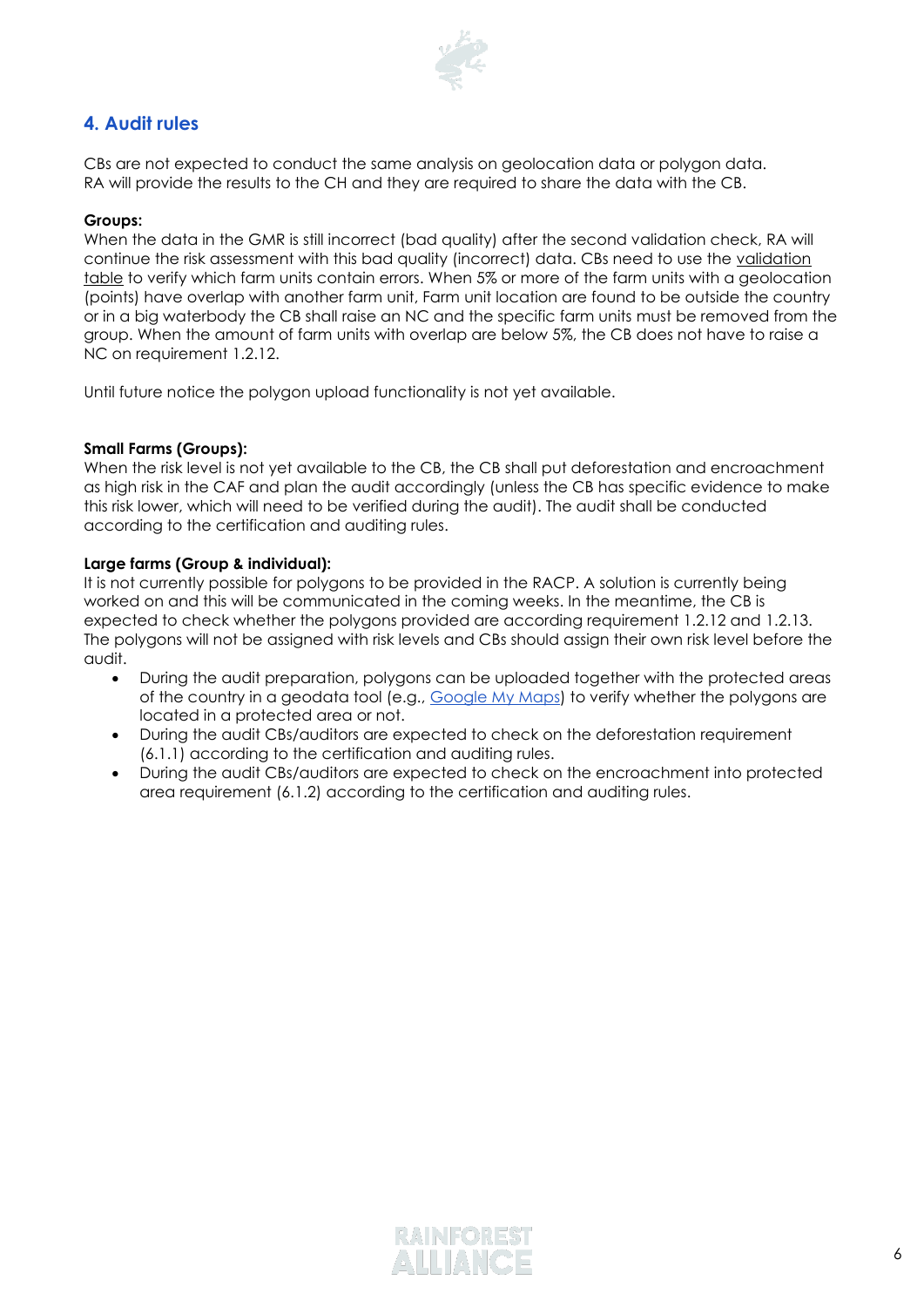## 4. Audit rules

CBs are not expected to conduct the same analysis on geolocation data or polygon data. RA will provide the results to the CH and they are required to share the data with the CB.

**Groups:**
When the data in the GMR is still incorrect (bad quality) after the second validation check, RA will continue the risk assessment with this bad quality (incorrect) data. CBs need to use the validation table to verify which farm units contain errors. When 5% or more of the farm units with a geolocation (points) have overlap with another farm unit, Farm unit location are found to be outside the country or in a big waterbody the CB shall raise an NC and the specific farm units must be removed from the group. When the amount of farm units with overlap are below 5%, the CB does not have to raise a NC on requirement 1.2.12.

Until future notice the polygon upload functionality is not yet available.

**Small Farms (Groups):**
When the risk level is not yet available to the CB, the CB shall put deforestation and encroachment as high risk in the CAF and plan the audit accordingly (unless the CB has specific evidence to make this risk lower, which will need to be verified during the audit). The audit shall be conducted according to the certification and auditing rules.

**Large farms (Group & individual):**
It is not currently possible for polygons to be provided in the RACP. A solution is currently being worked on and this will be communicated in the coming weeks. In the meantime, the CB is expected to check whether the polygons provided are according requirement 1.2.12 and 1.2.13. The polygons will not be assigned with risk levels and CBs should assign their own risk level before the audit.

- During the audit preparation, polygons can be uploaded together with the protected areas of the country in a geodata tool (e.g., Google My Maps) to verify whether the polygons are located in a protected area or not.
- During the audit CBs/auditors are expected to check on the deforestation requirement (6.1.1) according to the certification and auditing rules.
- During the audit CBs/auditors are expected to check on the encroachment into protected area requirement (6.1.2) according to the certification and auditing rules.